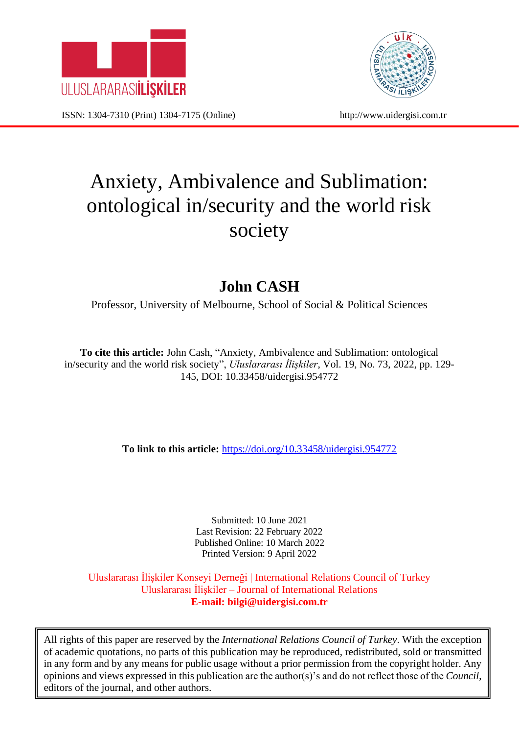ULUSLARARASIİLİŞKİLER

ISSN: 1304-7310 (Print) 1304-7175 (Online)

http://www.uidergisi.com.tr

# Anxiety, Ambivalence and Sublimation: ontological in/security and the world risk society

## John CASH

Professor, University of Melbourne, School of Social & Political Sciences

**To cite this article:** John Cash, "Anxiety, Ambivalence and Sublimation: ontological in/security and the world risk society", *Uluslararası İlişkiler*, Vol. 19, No. 73, 2022, pp. 129-145, DOI: 10.33458/uidergisi.954772

**To link to this article:** https://doi.org/10.33458/uidergisi.954772

Submitted: 10 June 2021
Last Revision: 22 February 2022
Published Online: 10 March 2022
Printed Version: 9 April 2022

Uluslararası İlişkiler Konseyi Derneği | International Relations Council of Turkey
Uluslararası İlişkiler – Journal of International Relations
**E-mail: bilgi@uidergisi.com.tr**

All rights of this paper are reserved by the *International Relations Council of Turkey*. With the exception of academic quotations, no parts of this publication may be reproduced, redistributed, sold or transmitted in any form and by any means for public usage without a prior permission from the copyright holder. Any opinions and views expressed in this publication are the author(s)'s and do not reflect those of the *Council*, editors of the journal, and other authors.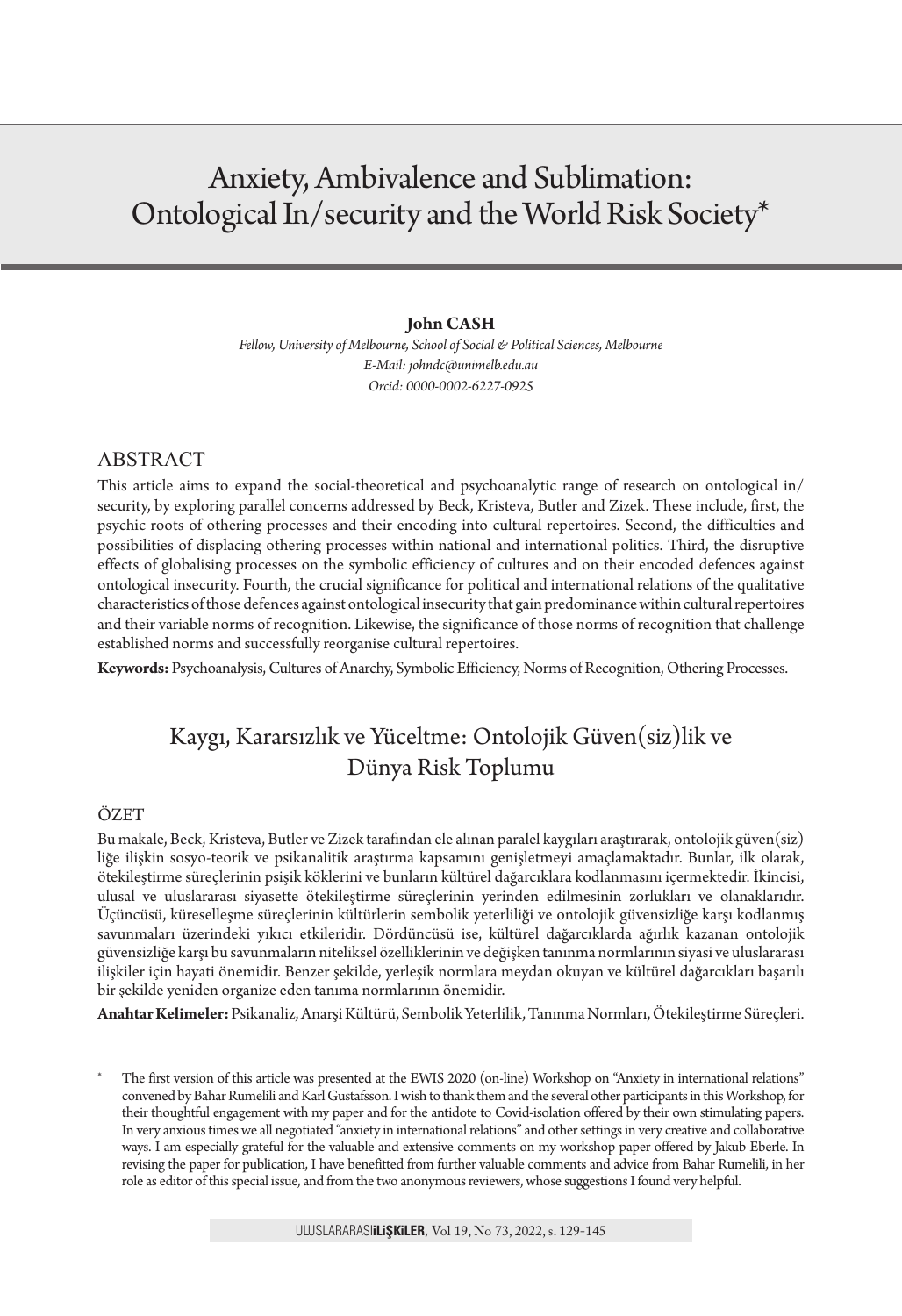# Anxiety, Ambivalence and Sublimation: Ontological In/security and the World Risk Society*

**John CASH**

*Fellow, University of Melbourne, School of Social & Political Sciences, Melbourne*
*E-Mail: johndc@unimelb.edu.au*
*Orcid: 0000-0002-6227-0925*

## ABSTRACT

This article aims to expand the social-theoretical and psychoanalytic range of research on ontological in/security, by exploring parallel concerns addressed by Beck, Kristeva, Butler and Zizek. These include, first, the psychic roots of othering processes and their encoding into cultural repertoires. Second, the difficulties and possibilities of displacing othering processes within national and international politics. Third, the disruptive effects of globalising processes on the symbolic efficiency of cultures and on their encoded defences against ontological insecurity. Fourth, the crucial significance for political and international relations of the qualitative characteristics of those defences against ontological insecurity that gain predominance within cultural repertoires and their variable norms of recognition. Likewise, the significance of those norms of recognition that challenge established norms and successfully reorganise cultural repertoires.

**Keywords:** Psychoanalysis, Cultures of Anarchy, Symbolic Efficiency, Norms of Recognition, Othering Processes.

# Kaygı, Kararsızlık ve Yüceltme: Ontolojik Güven(siz)lik ve Dünya Risk Toplumu

## ÖZET

Bu makale, Beck, Kristeva, Butler ve Zizek tarafından ele alınan paralel kaygıları araştırarak, ontolojik güven(siz)liğe ilişkin sosyo-teorik ve psikanalitik araştırma kapsamını genişletmeyi amaçlamaktadır. Bunlar, ilk olarak, ötekileştirme süreçlerinin psişik köklerini ve bunların kültürel dağarcıklara kodlanmasını içermektedir. İkincisi, ulusal ve uluslararası siyasette ötekileştirme süreçlerinin yerinden edilmesinin zorlukları ve olanaklarıdır. Üçüncüsü, küreselleşme süreçlerinin kültürlerin sembolik yeterliliği ve ontolojik güvensizliğe karşı kodlanmış savunmaları üzerindeki yıkıcı etkileridir. Dördüncüsü ise, kültürel dağarcıklarda ağırlık kazanan ontolojik güvensizliğe karşı bu savunmaların niteliksel özelliklerinin ve değişken tanınma normlarının siyasi ve uluslararası ilişkiler için hayati önemidir. Benzer şekilde, yerleşik normlara meydan okuyan ve kültürel dağarcıkları başarılı bir şekilde yeniden organize eden tanıma normlarının önemidir.

**Anahtar Kelimeler:** Psikanaliz, Anarşi Kültürü, Sembolik Yeterlilik, Tanınma Normları, Ötekileştirme Süreçleri.

---

\* The first version of this article was presented at the EWIS 2020 (on-line) Workshop on "Anxiety in international relations" convened by Bahar Rumelili and Karl Gustafsson. I wish to thank them and the several other participants in this Workshop, for their thoughtful engagement with my paper and for the antidote to Covid-isolation offered by their own stimulating papers. In very anxious times we all negotiated "anxiety in international relations" and other settings in very creative and collaborative ways. I am especially grateful for the valuable and extensive comments on my workshop paper offered by Jakub Eberle. In revising the paper for publication, I have benefitted from further valuable comments and advice from Bahar Rumelili, in her role as editor of this special issue, and from the two anonymous reviewers, whose suggestions I found very helpful.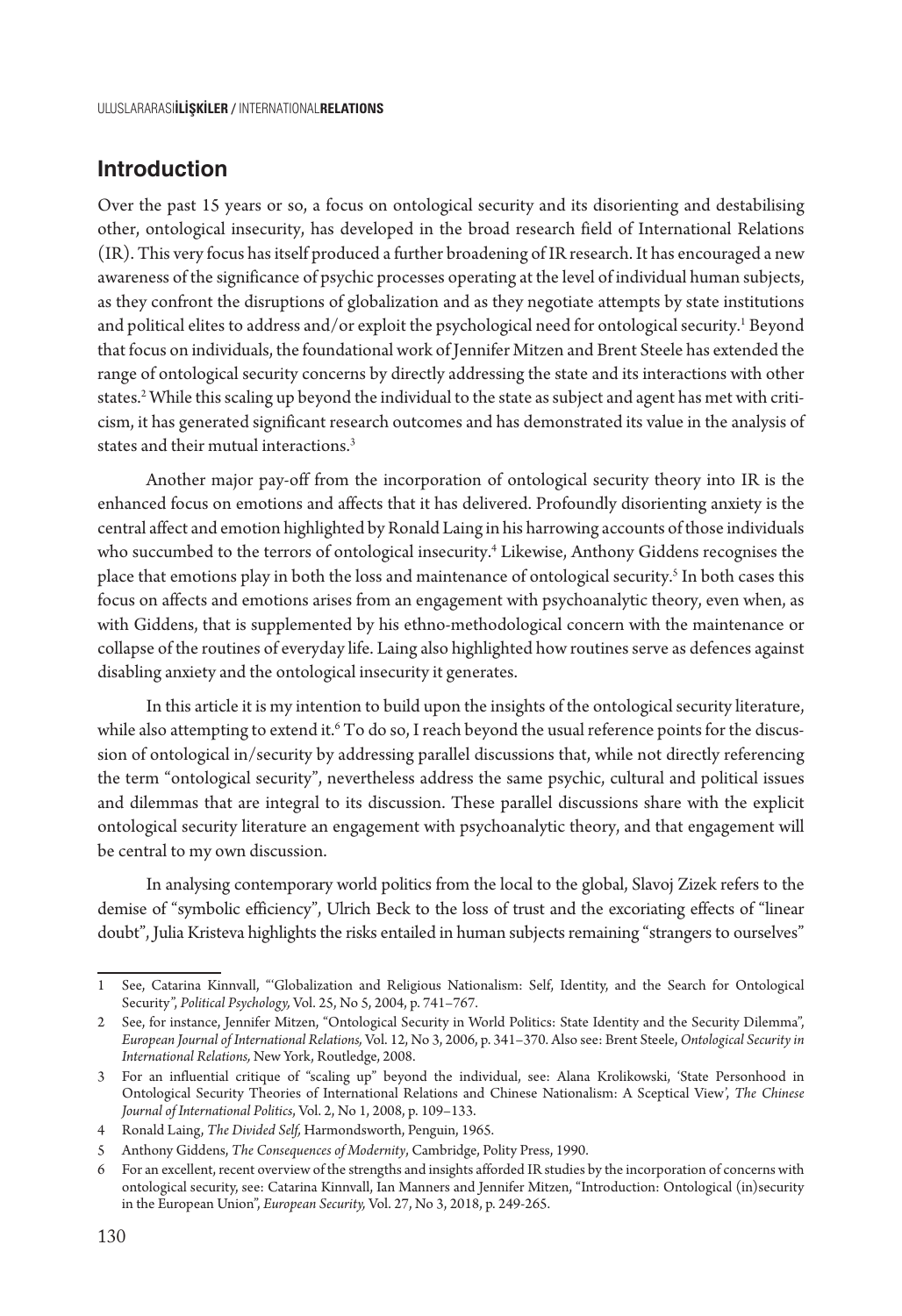## Introduction

Over the past 15 years or so, a focus on ontological security and its disorienting and destabilising other, ontological insecurity, has developed in the broad research field of International Relations (IR). This very focus has itself produced a further broadening of IR research. It has encouraged a new awareness of the significance of psychic processes operating at the level of individual human subjects, as they confront the disruptions of globalization and as they negotiate attempts by state institutions and political elites to address and/or exploit the psychological need for ontological security.[1] Beyond that focus on individuals, the foundational work of Jennifer Mitzen and Brent Steele has extended the range of ontological security concerns by directly addressing the state and its interactions with other states.[2] While this scaling up beyond the individual to the state as subject and agent has met with criticism, it has generated significant research outcomes and has demonstrated its value in the analysis of states and their mutual interactions.[3]

Another major pay-off from the incorporation of ontological security theory into IR is the enhanced focus on emotions and affects that it has delivered. Profoundly disorienting anxiety is the central affect and emotion highlighted by Ronald Laing in his harrowing accounts of those individuals who succumbed to the terrors of ontological insecurity.[4] Likewise, Anthony Giddens recognises the place that emotions play in both the loss and maintenance of ontological security.[5] In both cases this focus on affects and emotions arises from an engagement with psychoanalytic theory, even when, as with Giddens, that is supplemented by his ethno-methodological concern with the maintenance or collapse of the routines of everyday life. Laing also highlighted how routines serve as defences against disabling anxiety and the ontological insecurity it generates.

In this article it is my intention to build upon the insights of the ontological security literature, while also attempting to extend it.[6] To do so, I reach beyond the usual reference points for the discussion of ontological in/security by addressing parallel discussions that, while not directly referencing the term "ontological security", nevertheless address the same psychic, cultural and political issues and dilemmas that are integral to its discussion. These parallel discussions share with the explicit ontological security literature an engagement with psychoanalytic theory, and that engagement will be central to my own discussion.

In analysing contemporary world politics from the local to the global, Slavoj Zizek refers to the demise of "symbolic efficiency", Ulrich Beck to the loss of trust and the excoriating effects of "linear doubt", Julia Kristeva highlights the risks entailed in human subjects remaining "strangers to ourselves"

---

1 See, Catarina Kinnvall, "'Globalization and Religious Nationalism: Self, Identity, and the Search for Ontological Security", *Political Psychology,* Vol. 25, No 5, 2004, p. 741–767.

2 See, for instance, Jennifer Mitzen, "Ontological Security in World Politics: State Identity and the Security Dilemma", *European Journal of International Relations,* Vol. 12, No 3, 2006, p. 341–370. Also see: Brent Steele, *Ontological Security in International Relations,* New York, Routledge, 2008.

3 For an influential critique of "scaling up" beyond the individual, see: Alana Krolikowski, 'State Personhood in Ontological Security Theories of International Relations and Chinese Nationalism: A Sceptical View', *The Chinese Journal of International Politics*, Vol. 2, No 1, 2008, p. 109–133.

4 Ronald Laing, *The Divided Self,* Harmondsworth, Penguin, 1965.

5 Anthony Giddens, *The Consequences of Modernity*, Cambridge, Polity Press, 1990.

6 For an excellent, recent overview of the strengths and insights afforded IR studies by the incorporation of concerns with ontological security, see: Catarina Kinnvall, Ian Manners and Jennifer Mitzen, "Introduction: Ontological (in)security in the European Union", *European Security,* Vol. 27, No 3, 2018, p. 249-265.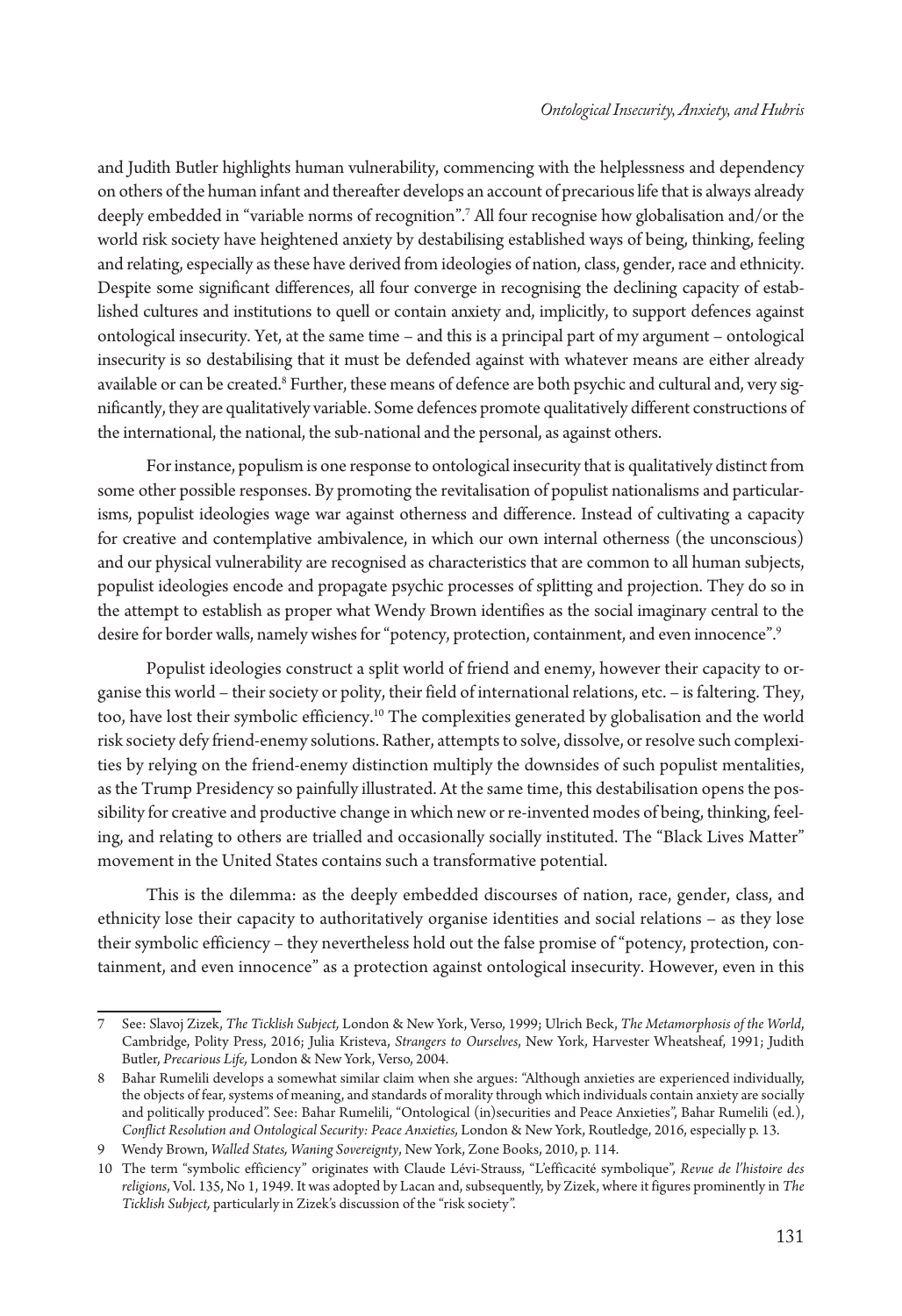and Judith Butler highlights human vulnerability, commencing with the helplessness and dependency on others of the human infant and thereafter develops an account of precarious life that is always already deeply embedded in "variable norms of recognition".[7] All four recognise how globalisation and/or the world risk society have heightened anxiety by destabilising established ways of being, thinking, feeling and relating, especially as these have derived from ideologies of nation, class, gender, race and ethnicity. Despite some significant differences, all four converge in recognising the declining capacity of established cultures and institutions to quell or contain anxiety and, implicitly, to support defences against ontological insecurity. Yet, at the same time – and this is a principal part of my argument – ontological insecurity is so destabilising that it must be defended against with whatever means are either already available or can be created.[8] Further, these means of defence are both psychic and cultural and, very significantly, they are qualitatively variable. Some defences promote qualitatively different constructions of the international, the national, the sub-national and the personal, as against others.

For instance, populism is one response to ontological insecurity that is qualitatively distinct from some other possible responses. By promoting the revitalisation of populist nationalisms and particularisms, populist ideologies wage war against otherness and difference. Instead of cultivating a capacity for creative and contemplative ambivalence, in which our own internal otherness (the unconscious) and our physical vulnerability are recognised as characteristics that are common to all human subjects, populist ideologies encode and propagate psychic processes of splitting and projection. They do so in the attempt to establish as proper what Wendy Brown identifies as the social imaginary central to the desire for border walls, namely wishes for "potency, protection, containment, and even innocence".[9]

Populist ideologies construct a split world of friend and enemy, however their capacity to organise this world – their society or polity, their field of international relations, etc. – is faltering. They, too, have lost their symbolic efficiency.[10] The complexities generated by globalisation and the world risk society defy friend-enemy solutions. Rather, attempts to solve, dissolve, or resolve such complexities by relying on the friend-enemy distinction multiply the downsides of such populist mentalities, as the Trump Presidency so painfully illustrated. At the same time, this destabilisation opens the possibility for creative and productive change in which new or re-invented modes of being, thinking, feeling, and relating to others are trialled and occasionally socially instituted. The "Black Lives Matter" movement in the United States contains such a transformative potential.

This is the dilemma: as the deeply embedded discourses of nation, race, gender, class, and ethnicity lose their capacity to authoritatively organise identities and social relations – as they lose their symbolic efficiency – they nevertheless hold out the false promise of "potency, protection, containment, and even innocence" as a protection against ontological insecurity. However, even in this

---

7 See: Slavoj Zizek, *The Ticklish Subject,* London & New York, Verso, 1999; Ulrich Beck, *The Metamorphosis of the World*, Cambridge, Polity Press, 2016; Julia Kristeva, *Strangers to Ourselves*, New York, Harvester Wheatsheaf, 1991; Judith Butler, *Precarious Life,* London & New York, Verso, 2004.

8 Bahar Rumelili develops a somewhat similar claim when she argues: "Although anxieties are experienced individually, the objects of fear, systems of meaning, and standards of morality through which individuals contain anxiety are socially and politically produced". See: Bahar Rumelili, "Ontological (in)securities and Peace Anxieties", Bahar Rumelili (ed.), *Conflict Resolution and Ontological Security: Peace Anxieties,* London & New York, Routledge, 2016, especially p. 13.

9 Wendy Brown, *Walled States, Waning Sovereignty*, New York, Zone Books, 2010, p. 114.

10 The term "symbolic efficiency" originates with Claude Lévi-Strauss, "L'efficacité symbolique", *Revue de l'histoire des religions*, Vol. 135, No 1, 1949. It was adopted by Lacan and, subsequently, by Zizek, where it figures prominently in *The Ticklish Subject,* particularly in Zizek's discussion of the "risk society".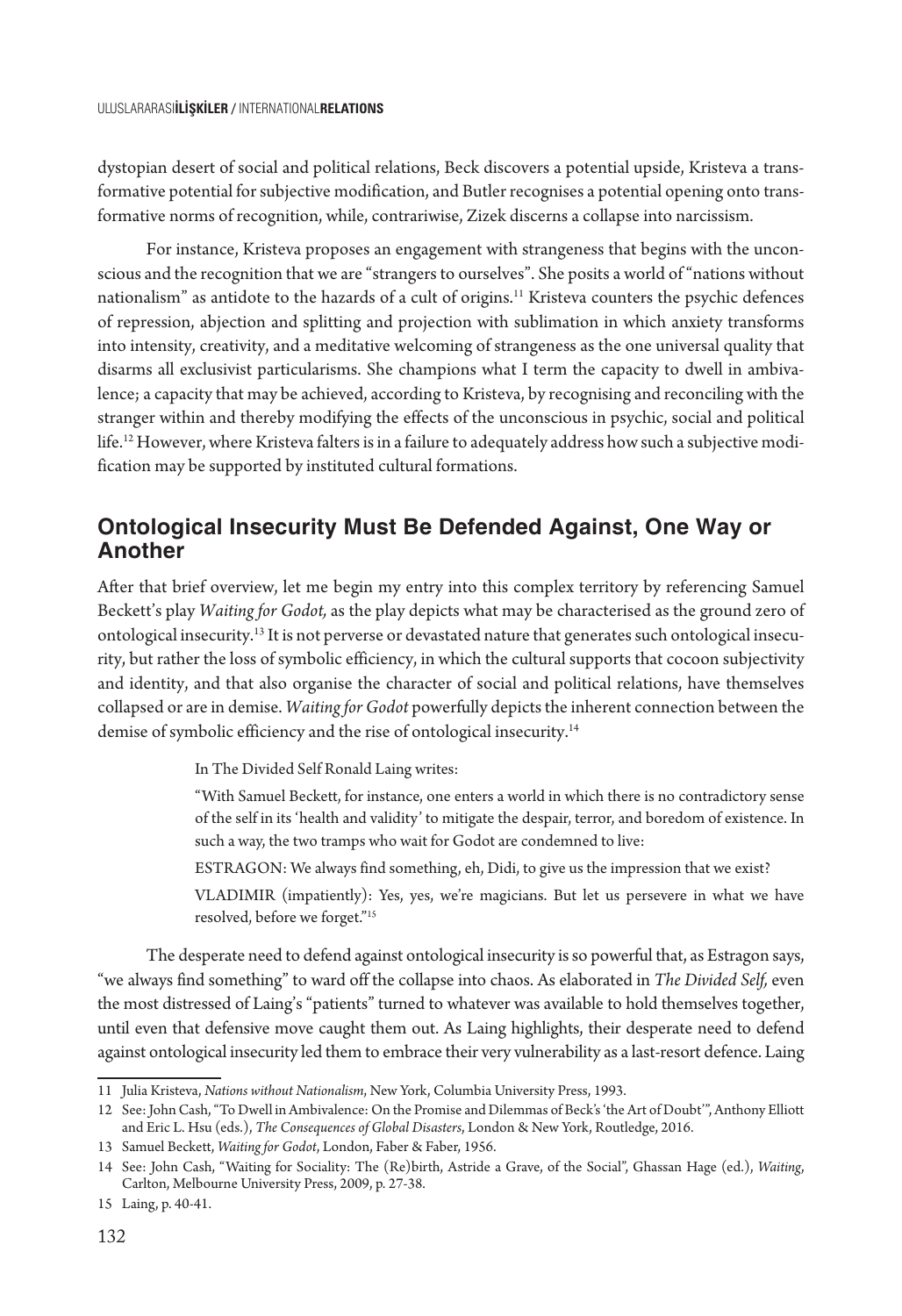dystopian desert of social and political relations, Beck discovers a potential upside, Kristeva a transformative potential for subjective modification, and Butler recognises a potential opening onto transformative norms of recognition, while, contrariwise, Zizek discerns a collapse into narcissism.

For instance, Kristeva proposes an engagement with strangeness that begins with the unconscious and the recognition that we are "strangers to ourselves". She posits a world of "nations without nationalism" as antidote to the hazards of a cult of origins.[11] Kristeva counters the psychic defences of repression, abjection and splitting and projection with sublimation in which anxiety transforms into intensity, creativity, and a meditative welcoming of strangeness as the one universal quality that disarms all exclusivist particularisms. She champions what I term the capacity to dwell in ambivalence; a capacity that may be achieved, according to Kristeva, by recognising and reconciling with the stranger within and thereby modifying the effects of the unconscious in psychic, social and political life.[12] However, where Kristeva falters is in a failure to adequately address how such a subjective modification may be supported by instituted cultural formations.

## Ontological Insecurity Must Be Defended Against, One Way or Another

After that brief overview, let me begin my entry into this complex territory by referencing Samuel Beckett's play *Waiting for Godot,* as the play depicts what may be characterised as the ground zero of ontological insecurity.[13] It is not perverse or devastated nature that generates such ontological insecurity, but rather the loss of symbolic efficiency, in which the cultural supports that cocoon subjectivity and identity, and that also organise the character of social and political relations, have themselves collapsed or are in demise. *Waiting for Godot* powerfully depicts the inherent connection between the demise of symbolic efficiency and the rise of ontological insecurity.[14]

> In The Divided Self Ronald Laing writes:
>
> "With Samuel Beckett, for instance, one enters a world in which there is no contradictory sense of the self in its 'health and validity' to mitigate the despair, terror, and boredom of existence. In such a way, the two tramps who wait for Godot are condemned to live:
>
> ESTRAGON: We always find something, eh, Didi, to give us the impression that we exist?
>
> VLADIMIR (impatiently): Yes, yes, we're magicians. But let us persevere in what we have resolved, before we forget."[15]

The desperate need to defend against ontological insecurity is so powerful that, as Estragon says, "we always find something" to ward off the collapse into chaos. As elaborated in *The Divided Self,* even the most distressed of Laing's "patients" turned to whatever was available to hold themselves together, until even that defensive move caught them out. As Laing highlights, their desperate need to defend against ontological insecurity led them to embrace their very vulnerability as a last-resort defence. Laing

---

11 Julia Kristeva, *Nations without Nationalism*, New York, Columbia University Press, 1993.

12 See: John Cash, "To Dwell in Ambivalence: On the Promise and Dilemmas of Beck's 'the Art of Doubt'", Anthony Elliott and Eric L. Hsu (eds.), *The Consequences of Global Disasters*, London & New York, Routledge, 2016.

13 Samuel Beckett, *Waiting for Godot*, London, Faber & Faber, 1956.

14 See: John Cash, "Waiting for Sociality: The (Re)birth, Astride a Grave, of the Social", Ghassan Hage (ed.), *Waiting*, Carlton, Melbourne University Press, 2009, p. 27-38.

15 Laing, p. 40-41.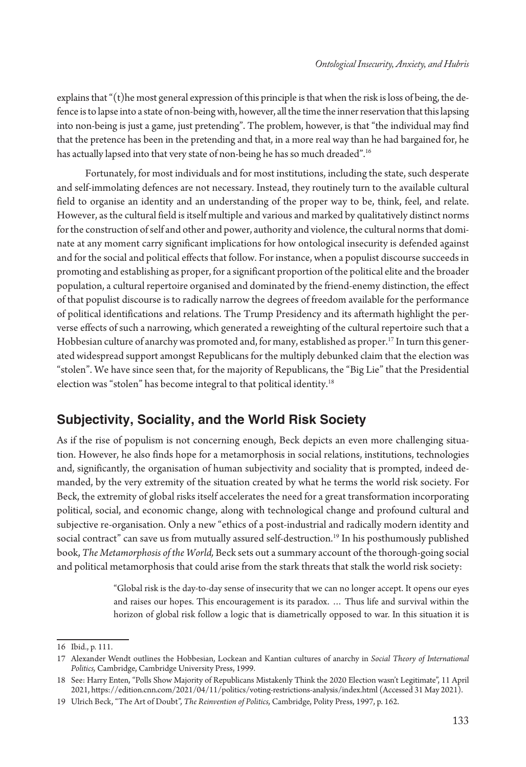explains that "(t)he most general expression of this principle is that when the risk is loss of being, the defence is to lapse into a state of non-being with, however, all the time the inner reservation that this lapsing into non-being is just a game, just pretending". The problem, however, is that "the individual may find that the pretence has been in the pretending and that, in a more real way than he had bargained for, he has actually lapsed into that very state of non-being he has so much dreaded".[16]

Fortunately, for most individuals and for most institutions, including the state, such desperate and self-immolating defences are not necessary. Instead, they routinely turn to the available cultural field to organise an identity and an understanding of the proper way to be, think, feel, and relate. However, as the cultural field is itself multiple and various and marked by qualitatively distinct norms for the construction of self and other and power, authority and violence, the cultural norms that dominate at any moment carry significant implications for how ontological insecurity is defended against and for the social and political effects that follow. For instance, when a populist discourse succeeds in promoting and establishing as proper, for a significant proportion of the political elite and the broader population, a cultural repertoire organised and dominated by the friend-enemy distinction, the effect of that populist discourse is to radically narrow the degrees of freedom available for the performance of political identifications and relations. The Trump Presidency and its aftermath highlight the perverse effects of such a narrowing, which generated a reweighting of the cultural repertoire such that a Hobbesian culture of anarchy was promoted and, for many, established as proper.[17] In turn this generated widespread support amongst Republicans for the multiply debunked claim that the election was "stolen". We have since seen that, for the majority of Republicans, the "Big Lie" that the Presidential election was "stolen" has become integral to that political identity.[18]

## Subjectivity, Sociality, and the World Risk Society

As if the rise of populism is not concerning enough, Beck depicts an even more challenging situation. However, he also finds hope for a metamorphosis in social relations, institutions, technologies and, significantly, the organisation of human subjectivity and sociality that is prompted, indeed demanded, by the very extremity of the situation created by what he terms the world risk society. For Beck, the extremity of global risks itself accelerates the need for a great transformation incorporating political, social, and economic change, along with technological change and profound cultural and subjective re-organisation. Only a new "ethics of a post-industrial and radically modern identity and social contract" can save us from mutually assured self-destruction.[19] In his posthumously published book, *The Metamorphosis of the World,* Beck sets out a summary account of the thorough-going social and political metamorphosis that could arise from the stark threats that stalk the world risk society:

> "Global risk is the day-to-day sense of insecurity that we can no longer accept. It opens our eyes and raises our hopes. This encouragement is its paradox. … Thus life and survival within the horizon of global risk follow a logic that is diametrically opposed to war. In this situation it is

---

16 Ibid., p. 111.

17 Alexander Wendt outlines the Hobbesian, Lockean and Kantian cultures of anarchy in *Social Theory of International Politics,* Cambridge, Cambridge University Press, 1999.

18 See: Harry Enten, "Polls Show Majority of Republicans Mistakenly Think the 2020 Election wasn't Legitimate", 11 April 2021, https://edition.cnn.com/2021/04/11/politics/voting-restrictions-analysis/index.html (Accessed 31 May 2021).

19 Ulrich Beck, "The Art of Doubt", *The Reinvention of Politics,* Cambridge, Polity Press, 1997, p. 162.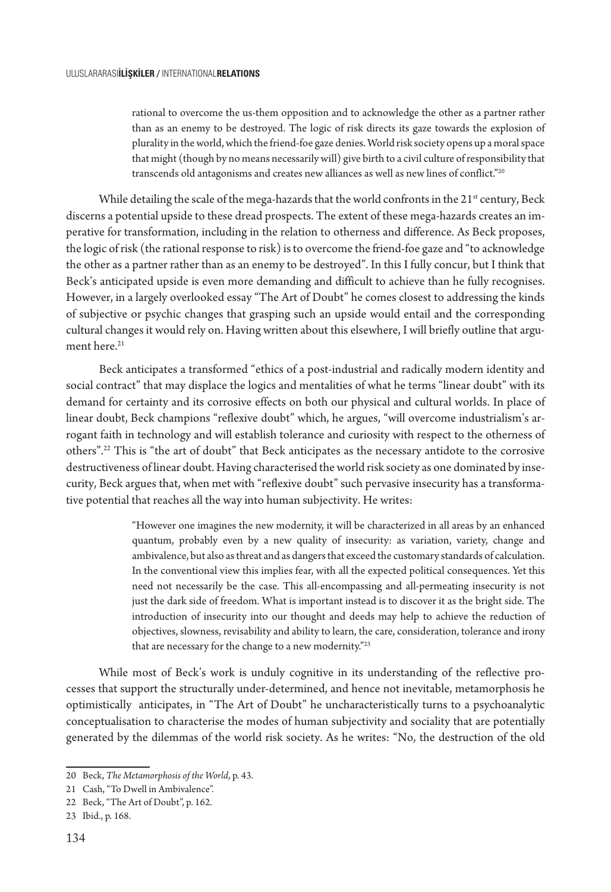> rational to overcome the us-them opposition and to acknowledge the other as a partner rather than as an enemy to be destroyed. The logic of risk directs its gaze towards the explosion of plurality in the world, which the friend-foe gaze denies. World risk society opens up a moral space that might (though by no means necessarily will) give birth to a civil culture of responsibility that transcends old antagonisms and creates new alliances as well as new lines of conflict."[20]

While detailing the scale of the mega-hazards that the world confronts in the 21st century, Beck discerns a potential upside to these dread prospects. The extent of these mega-hazards creates an imperative for transformation, including in the relation to otherness and difference. As Beck proposes, the logic of risk (the rational response to risk) is to overcome the friend-foe gaze and "to acknowledge the other as a partner rather than as an enemy to be destroyed". In this I fully concur, but I think that Beck's anticipated upside is even more demanding and difficult to achieve than he fully recognises. However, in a largely overlooked essay "The Art of Doubt" he comes closest to addressing the kinds of subjective or psychic changes that grasping such an upside would entail and the corresponding cultural changes it would rely on. Having written about this elsewhere, I will briefly outline that argument here.[21]

Beck anticipates a transformed "ethics of a post-industrial and radically modern identity and social contract" that may displace the logics and mentalities of what he terms "linear doubt" with its demand for certainty and its corrosive effects on both our physical and cultural worlds. In place of linear doubt, Beck champions "reflexive doubt" which, he argues, "will overcome industrialism's arrogant faith in technology and will establish tolerance and curiosity with respect to the otherness of others".[22] This is "the art of doubt" that Beck anticipates as the necessary antidote to the corrosive destructiveness of linear doubt. Having characterised the world risk society as one dominated by insecurity, Beck argues that, when met with "reflexive doubt" such pervasive insecurity has a transformative potential that reaches all the way into human subjectivity. He writes:

> "However one imagines the new modernity, it will be characterized in all areas by an enhanced quantum, probably even by a new quality of insecurity: as variation, variety, change and ambivalence, but also as threat and as dangers that exceed the customary standards of calculation. In the conventional view this implies fear, with all the expected political consequences. Yet this need not necessarily be the case. This all-encompassing and all-permeating insecurity is not just the dark side of freedom. What is important instead is to discover it as the bright side. The introduction of insecurity into our thought and deeds may help to achieve the reduction of objectives, slowness, revisability and ability to learn, the care, consideration, tolerance and irony that are necessary for the change to a new modernity."[23]

While most of Beck's work is unduly cognitive in its understanding of the reflective processes that support the structurally under-determined, and hence not inevitable, metamorphosis he optimistically anticipates, in "The Art of Doubt" he uncharacteristically turns to a psychoanalytic conceptualisation to characterise the modes of human subjectivity and sociality that are potentially generated by the dilemmas of the world risk society. As he writes: "No, the destruction of the old

---

20 Beck, *The Metamorphosis of the World*, p. 43.

21 Cash, "To Dwell in Ambivalence".

22 Beck, "The Art of Doubt", p. 162.

23 Ibid., p. 168.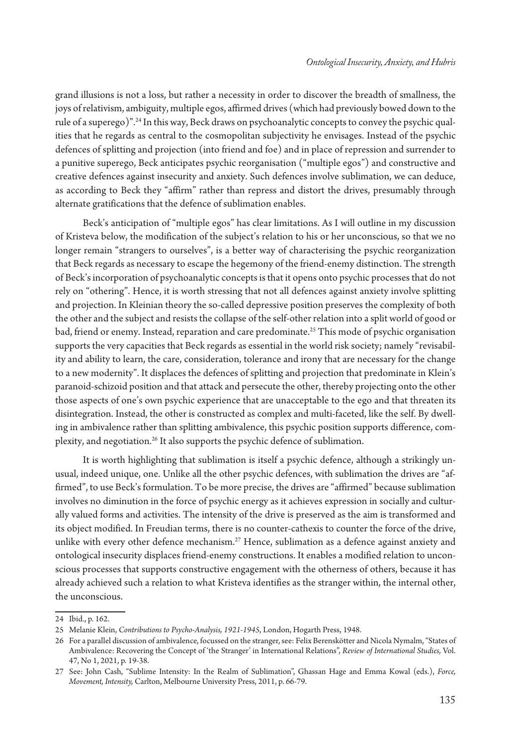grand illusions is not a loss, but rather a necessity in order to discover the breadth of smallness, the joys of relativism, ambiguity, multiple egos, affirmed drives (which had previously bowed down to the rule of a superego)".[24] In this way, Beck draws on psychoanalytic concepts to convey the psychic qualities that he regards as central to the cosmopolitan subjectivity he envisages. Instead of the psychic defences of splitting and projection (into friend and foe) and in place of repression and surrender to a punitive superego, Beck anticipates psychic reorganisation ("multiple egos") and constructive and creative defences against insecurity and anxiety. Such defences involve sublimation, we can deduce, as according to Beck they "affirm" rather than repress and distort the drives, presumably through alternate gratifications that the defence of sublimation enables.

Beck's anticipation of "multiple egos" has clear limitations. As I will outline in my discussion of Kristeva below, the modification of the subject's relation to his or her unconscious, so that we no longer remain "strangers to ourselves", is a better way of characterising the psychic reorganization that Beck regards as necessary to escape the hegemony of the friend-enemy distinction. The strength of Beck's incorporation of psychoanalytic concepts is that it opens onto psychic processes that do not rely on "othering". Hence, it is worth stressing that not all defences against anxiety involve splitting and projection. In Kleinian theory the so-called depressive position preserves the complexity of both the other and the subject and resists the collapse of the self-other relation into a split world of good or bad, friend or enemy. Instead, reparation and care predominate.[25] This mode of psychic organisation supports the very capacities that Beck regards as essential in the world risk society; namely "revisability and ability to learn, the care, consideration, tolerance and irony that are necessary for the change to a new modernity". It displaces the defences of splitting and projection that predominate in Klein's paranoid-schizoid position and that attack and persecute the other, thereby projecting onto the other those aspects of one's own psychic experience that are unacceptable to the ego and that threaten its disintegration. Instead, the other is constructed as complex and multi-faceted, like the self. By dwelling in ambivalence rather than splitting ambivalence, this psychic position supports difference, complexity, and negotiation.[26] It also supports the psychic defence of sublimation.

It is worth highlighting that sublimation is itself a psychic defence, although a strikingly unusual, indeed unique, one. Unlike all the other psychic defences, with sublimation the drives are "affirmed", to use Beck's formulation. To be more precise, the drives are "affirmed" because sublimation involves no diminution in the force of psychic energy as it achieves expression in socially and culturally valued forms and activities. The intensity of the drive is preserved as the aim is transformed and its object modified. In Freudian terms, there is no counter-cathexis to counter the force of the drive, unlike with every other defence mechanism.[27] Hence, sublimation as a defence against anxiety and ontological insecurity displaces friend-enemy constructions. It enables a modified relation to unconscious processes that supports constructive engagement with the otherness of others, because it has already achieved such a relation to what Kristeva identifies as the stranger within, the internal other, the unconscious.

---

24 Ibid., p. 162.

25 Melanie Klein, *Contributions to Psycho-Analysis, 1921-1945*, London, Hogarth Press, 1948.

26 For a parallel discussion of ambivalence, focussed on the stranger, see: Felix Berenskötter and Nicola Nymalm, "States of Ambivalence: Recovering the Concept of 'the Stranger' in International Relations", *Review of International Studies,* Vol. 47, No 1, 2021, p. 19-38.

27 See: John Cash, "Sublime Intensity: In the Realm of Sublimation", Ghassan Hage and Emma Kowal (eds.), *Force, Movement, Intensity,* Carlton, Melbourne University Press, 2011, p. 66-79.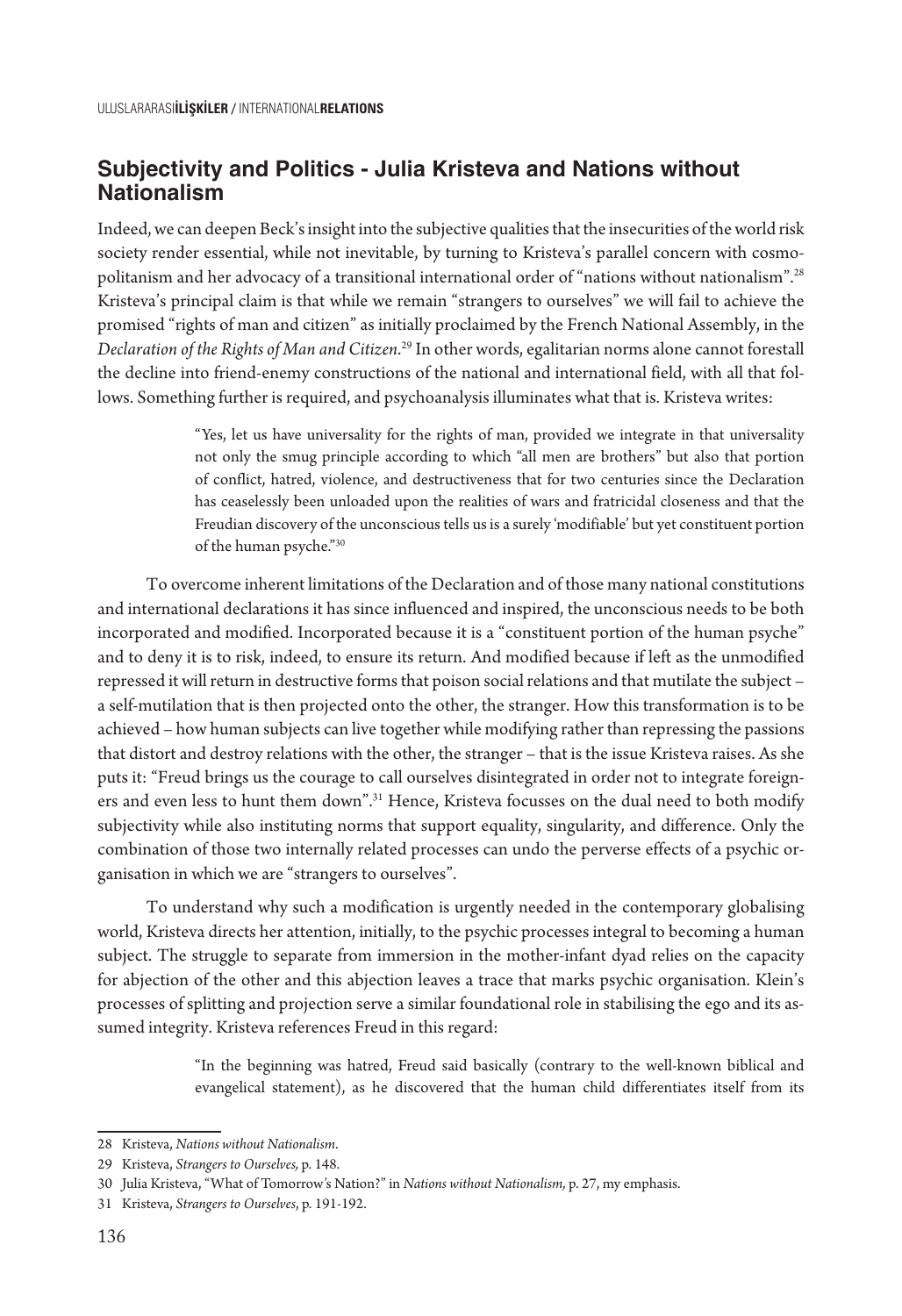## Subjectivity and Politics - Julia Kristeva and Nations without Nationalism

Indeed, we can deepen Beck's insight into the subjective qualities that the insecurities of the world risk society render essential, while not inevitable, by turning to Kristeva's parallel concern with cosmopolitanism and her advocacy of a transitional international order of "nations without nationalism".[28] Kristeva's principal claim is that while we remain "strangers to ourselves" we will fail to achieve the promised "rights of man and citizen" as initially proclaimed by the French National Assembly, in the *Declaration of the Rights of Man and Citizen*.[29] In other words, egalitarian norms alone cannot forestall the decline into friend-enemy constructions of the national and international field, with all that follows. Something further is required, and psychoanalysis illuminates what that is. Kristeva writes:

> "Yes, let us have universality for the rights of man, provided we integrate in that universality not only the smug principle according to which "all men are brothers" but also that portion of conflict, hatred, violence, and destructiveness that for two centuries since the Declaration has ceaselessly been unloaded upon the realities of wars and fratricidal closeness and that the Freudian discovery of the unconscious tells us is a surely 'modifiable' but yet constituent portion of the human psyche."[30]

To overcome inherent limitations of the Declaration and of those many national constitutions and international declarations it has since influenced and inspired, the unconscious needs to be both incorporated and modified. Incorporated because it is a "constituent portion of the human psyche" and to deny it is to risk, indeed, to ensure its return. And modified because if left as the unmodified repressed it will return in destructive forms that poison social relations and that mutilate the subject – a self-mutilation that is then projected onto the other, the stranger. How this transformation is to be achieved – how human subjects can live together while modifying rather than repressing the passions that distort and destroy relations with the other, the stranger – that is the issue Kristeva raises. As she puts it: "Freud brings us the courage to call ourselves disintegrated in order not to integrate foreigners and even less to hunt them down".[31] Hence, Kristeva focusses on the dual need to both modify subjectivity while also instituting norms that support equality, singularity, and difference. Only the combination of those two internally related processes can undo the perverse effects of a psychic organisation in which we are "strangers to ourselves".

To understand why such a modification is urgently needed in the contemporary globalising world, Kristeva directs her attention, initially, to the psychic processes integral to becoming a human subject. The struggle to separate from immersion in the mother-infant dyad relies on the capacity for abjection of the other and this abjection leaves a trace that marks psychic organisation. Klein's processes of splitting and projection serve a similar foundational role in stabilising the ego and its assumed integrity. Kristeva references Freud in this regard:

> "In the beginning was hatred, Freud said basically (contrary to the well-known biblical and evangelical statement), as he discovered that the human child differentiates itself from its

---

28 Kristeva, *Nations without Nationalism*.

29 Kristeva, *Strangers to Ourselves,* p. 148.

30 Julia Kristeva, "What of Tomorrow's Nation?" in *Nations without Nationalism,* p. 27, my emphasis.

31 Kristeva, *Strangers to Ourselves*, p. 191-192.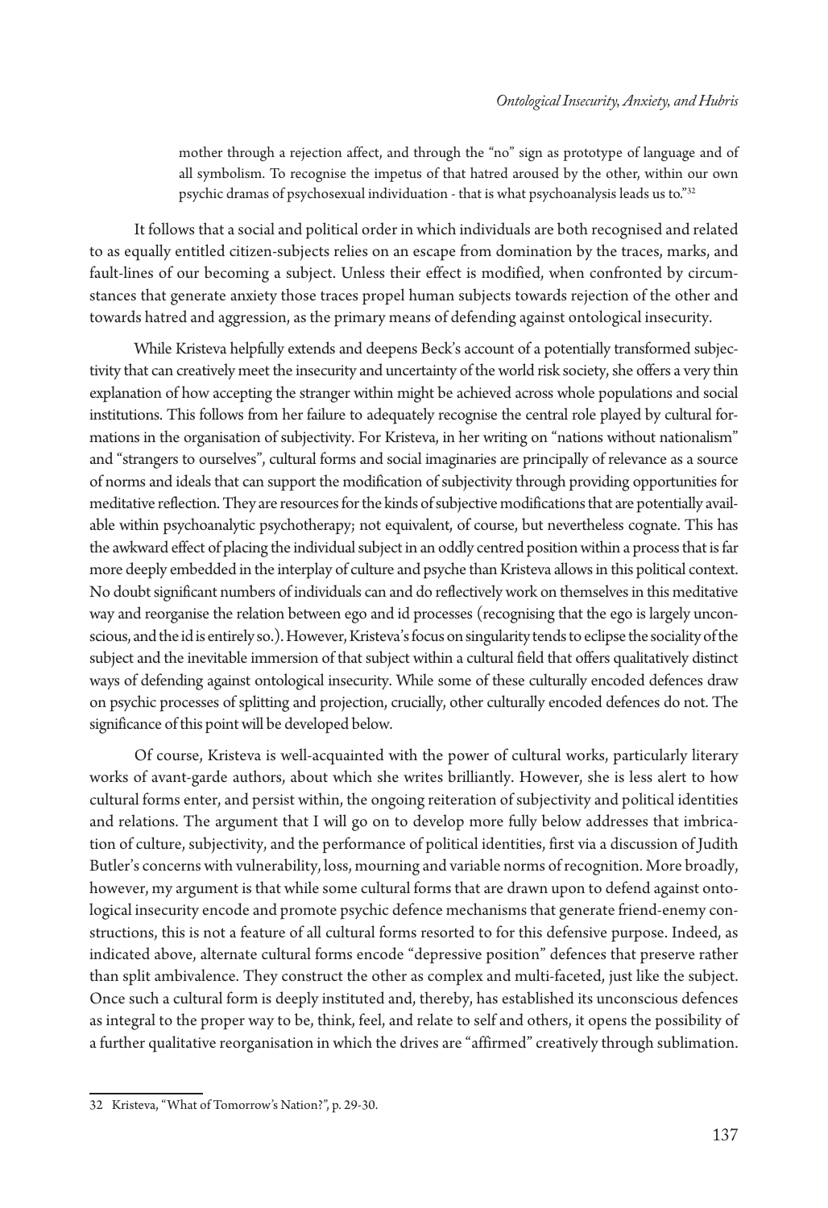> mother through a rejection affect, and through the "no" sign as prototype of language and of all symbolism. To recognise the impetus of that hatred aroused by the other, within our own psychic dramas of psychosexual individuation - that is what psychoanalysis leads us to."[32]

It follows that a social and political order in which individuals are both recognised and related to as equally entitled citizen-subjects relies on an escape from domination by the traces, marks, and fault-lines of our becoming a subject. Unless their effect is modified, when confronted by circumstances that generate anxiety those traces propel human subjects towards rejection of the other and towards hatred and aggression, as the primary means of defending against ontological insecurity.

While Kristeva helpfully extends and deepens Beck's account of a potentially transformed subjectivity that can creatively meet the insecurity and uncertainty of the world risk society, she offers a very thin explanation of how accepting the stranger within might be achieved across whole populations and social institutions. This follows from her failure to adequately recognise the central role played by cultural formations in the organisation of subjectivity. For Kristeva, in her writing on "nations without nationalism" and "strangers to ourselves", cultural forms and social imaginaries are principally of relevance as a source of norms and ideals that can support the modification of subjectivity through providing opportunities for meditative reflection. They are resources for the kinds of subjective modifications that are potentially available within psychoanalytic psychotherapy; not equivalent, of course, but nevertheless cognate. This has the awkward effect of placing the individual subject in an oddly centred position within a process that is far more deeply embedded in the interplay of culture and psyche than Kristeva allows in this political context. No doubt significant numbers of individuals can and do reflectively work on themselves in this meditative way and reorganise the relation between ego and id processes (recognising that the ego is largely unconscious, and the id is entirely so.). However, Kristeva's focus on singularity tends to eclipse the sociality of the subject and the inevitable immersion of that subject within a cultural field that offers qualitatively distinct ways of defending against ontological insecurity. While some of these culturally encoded defences draw on psychic processes of splitting and projection, crucially, other culturally encoded defences do not. The significance of this point will be developed below.

Of course, Kristeva is well-acquainted with the power of cultural works, particularly literary works of avant-garde authors, about which she writes brilliantly. However, she is less alert to how cultural forms enter, and persist within, the ongoing reiteration of subjectivity and political identities and relations. The argument that I will go on to develop more fully below addresses that imbrication of culture, subjectivity, and the performance of political identities, first via a discussion of Judith Butler's concerns with vulnerability, loss, mourning and variable norms of recognition. More broadly, however, my argument is that while some cultural forms that are drawn upon to defend against ontological insecurity encode and promote psychic defence mechanisms that generate friend-enemy constructions, this is not a feature of all cultural forms resorted to for this defensive purpose. Indeed, as indicated above, alternate cultural forms encode "depressive position" defences that preserve rather than split ambivalence. They construct the other as complex and multi-faceted, just like the subject. Once such a cultural form is deeply instituted and, thereby, has established its unconscious defences as integral to the proper way to be, think, feel, and relate to self and others, it opens the possibility of a further qualitative reorganisation in which the drives are "affirmed" creatively through sublimation.

---

32 Kristeva, "What of Tomorrow's Nation?", p. 29-30.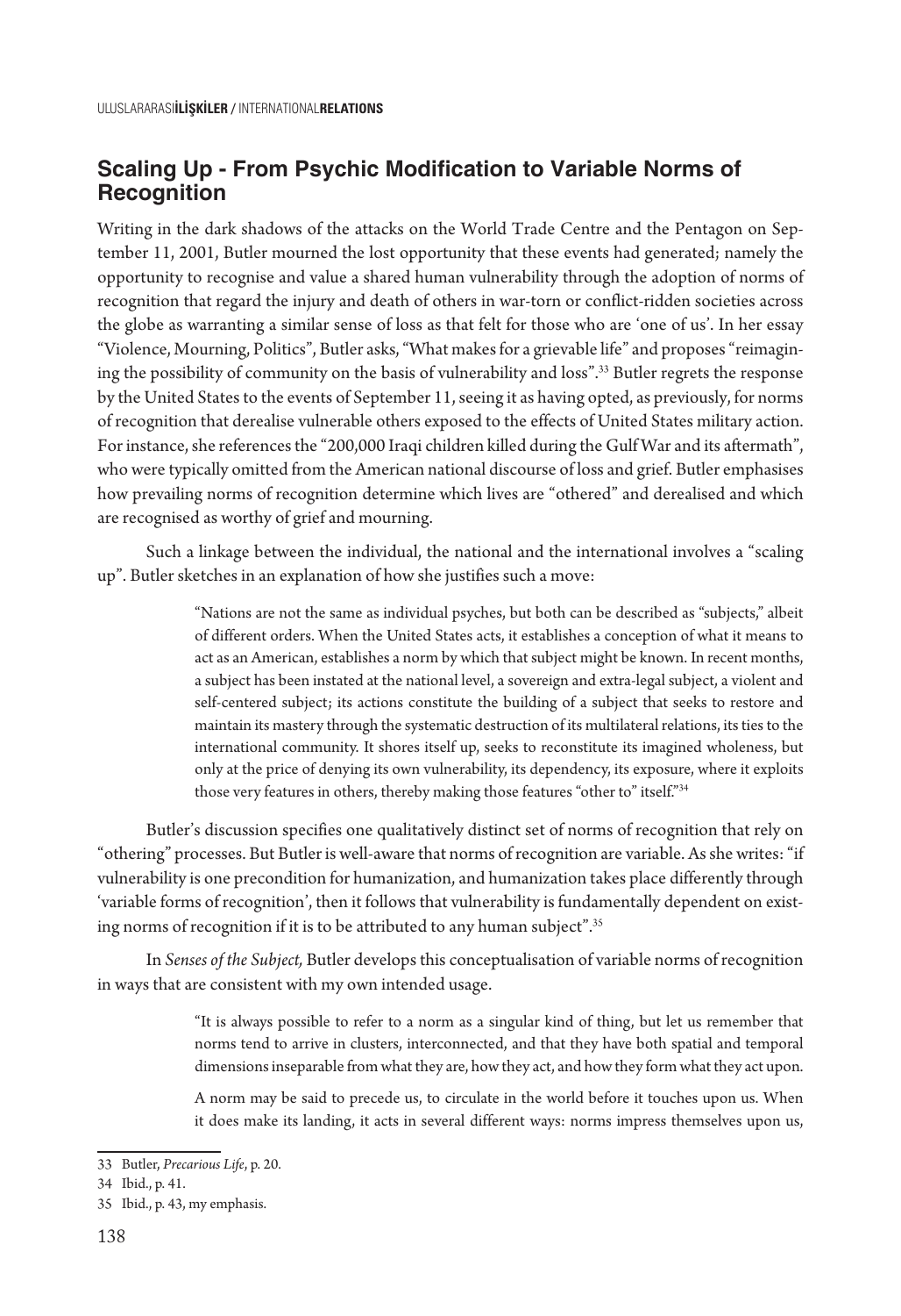## Scaling Up - From Psychic Modification to Variable Norms of Recognition

Writing in the dark shadows of the attacks on the World Trade Centre and the Pentagon on September 11, 2001, Butler mourned the lost opportunity that these events had generated; namely the opportunity to recognise and value a shared human vulnerability through the adoption of norms of recognition that regard the injury and death of others in war-torn or conflict-ridden societies across the globe as warranting a similar sense of loss as that felt for those who are 'one of us'. In her essay "Violence, Mourning, Politics", Butler asks, "What makes for a grievable life" and proposes "reimagining the possibility of community on the basis of vulnerability and loss".[33] Butler regrets the response by the United States to the events of September 11, seeing it as having opted, as previously, for norms of recognition that derealise vulnerable others exposed to the effects of United States military action. For instance, she references the "200,000 Iraqi children killed during the Gulf War and its aftermath", who were typically omitted from the American national discourse of loss and grief. Butler emphasises how prevailing norms of recognition determine which lives are "othered" and derealised and which are recognised as worthy of grief and mourning.

Such a linkage between the individual, the national and the international involves a "scaling up". Butler sketches in an explanation of how she justifies such a move:

> "Nations are not the same as individual psyches, but both can be described as "subjects," albeit of different orders. When the United States acts, it establishes a conception of what it means to act as an American, establishes a norm by which that subject might be known. In recent months, a subject has been instated at the national level, a sovereign and extra-legal subject, a violent and self-centered subject; its actions constitute the building of a subject that seeks to restore and maintain its mastery through the systematic destruction of its multilateral relations, its ties to the international community. It shores itself up, seeks to reconstitute its imagined wholeness, but only at the price of denying its own vulnerability, its dependency, its exposure, where it exploits those very features in others, thereby making those features "other to" itself."[34]

Butler's discussion specifies one qualitatively distinct set of norms of recognition that rely on "othering" processes. But Butler is well-aware that norms of recognition are variable. As she writes: "if vulnerability is one precondition for humanization, and humanization takes place differently through 'variable forms of recognition', then it follows that vulnerability is fundamentally dependent on existing norms of recognition if it is to be attributed to any human subject".[35]

In *Senses of the Subject,* Butler develops this conceptualisation of variable norms of recognition in ways that are consistent with my own intended usage.

> "It is always possible to refer to a norm as a singular kind of thing, but let us remember that norms tend to arrive in clusters, interconnected, and that they have both spatial and temporal dimensions inseparable from what they are, how they act, and how they form what they act upon.
>
> A norm may be said to precede us, to circulate in the world before it touches upon us. When it does make its landing, it acts in several different ways: norms impress themselves upon us,

33 Butler, *Precarious Life*, p. 20.

34 Ibid., p. 41.

35 Ibid., p. 43, my emphasis.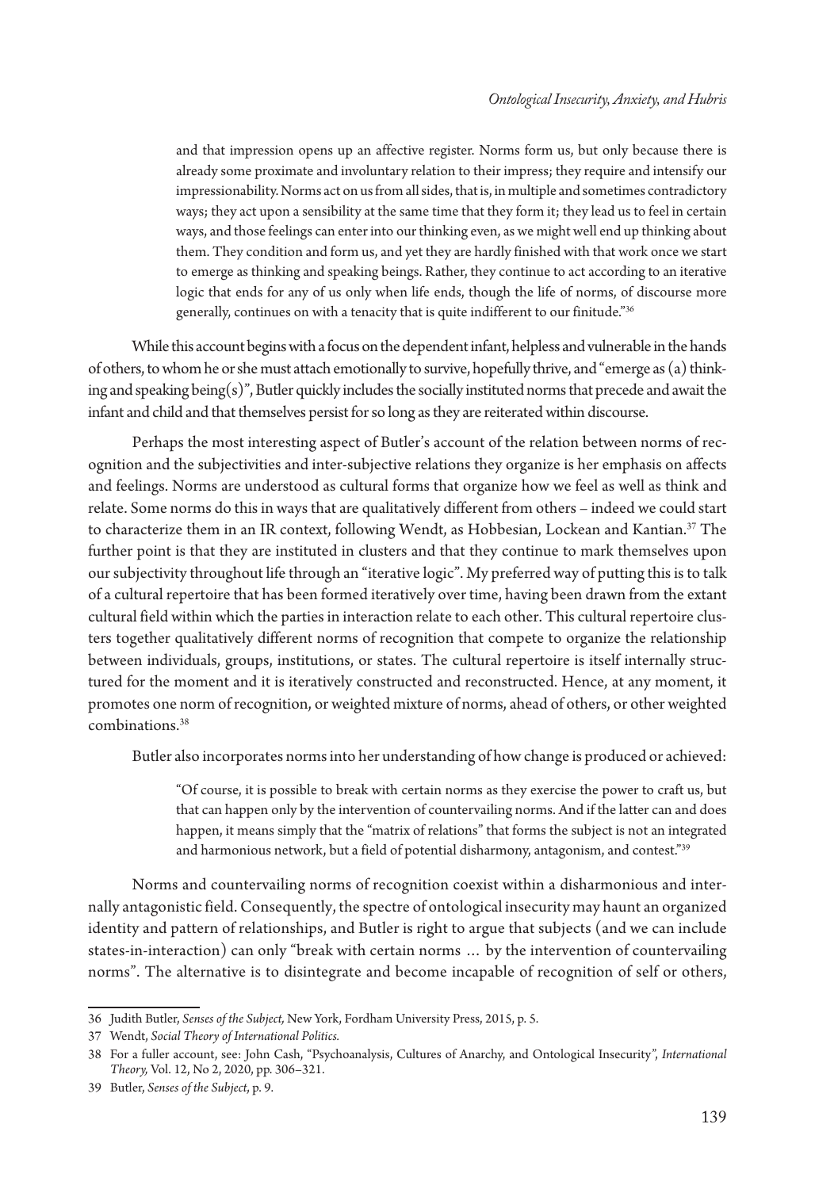> and that impression opens up an affective register. Norms form us, but only because there is already some proximate and involuntary relation to their impress; they require and intensify our impressionability. Norms act on us from all sides, that is, in multiple and sometimes contradictory ways; they act upon a sensibility at the same time that they form it; they lead us to feel in certain ways, and those feelings can enter into our thinking even, as we might well end up thinking about them. They condition and form us, and yet they are hardly finished with that work once we start to emerge as thinking and speaking beings. Rather, they continue to act according to an iterative logic that ends for any of us only when life ends, though the life of norms, of discourse more generally, continues on with a tenacity that is quite indifferent to our finitude."[36]

While this account begins with a focus on the dependent infant, helpless and vulnerable in the hands of others, to whom he or she must attach emotionally to survive, hopefully thrive, and "emerge as (a) thinking and speaking being(s)", Butler quickly includes the socially instituted norms that precede and await the infant and child and that themselves persist for so long as they are reiterated within discourse.

Perhaps the most interesting aspect of Butler's account of the relation between norms of recognition and the subjectivities and inter-subjective relations they organize is her emphasis on affects and feelings. Norms are understood as cultural forms that organize how we feel as well as think and relate. Some norms do this in ways that are qualitatively different from others – indeed we could start to characterize them in an IR context, following Wendt, as Hobbesian, Lockean and Kantian.[37] The further point is that they are instituted in clusters and that they continue to mark themselves upon our subjectivity throughout life through an "iterative logic". My preferred way of putting this is to talk of a cultural repertoire that has been formed iteratively over time, having been drawn from the extant cultural field within which the parties in interaction relate to each other. This cultural repertoire clusters together qualitatively different norms of recognition that compete to organize the relationship between individuals, groups, institutions, or states. The cultural repertoire is itself internally structured for the moment and it is iteratively constructed and reconstructed. Hence, at any moment, it promotes one norm of recognition, or weighted mixture of norms, ahead of others, or other weighted combinations.[38]

Butler also incorporates norms into her understanding of how change is produced or achieved:

> "Of course, it is possible to break with certain norms as they exercise the power to craft us, but that can happen only by the intervention of countervailing norms. And if the latter can and does happen, it means simply that the "matrix of relations" that forms the subject is not an integrated and harmonious network, but a field of potential disharmony, antagonism, and contest."[39]

Norms and countervailing norms of recognition coexist within a disharmonious and internally antagonistic field. Consequently, the spectre of ontological insecurity may haunt an organized identity and pattern of relationships, and Butler is right to argue that subjects (and we can include states-in-interaction) can only "break with certain norms … by the intervention of countervailing norms". The alternative is to disintegrate and become incapable of recognition of self or others,

---

36 Judith Butler, *Senses of the Subject,* New York, Fordham University Press, 2015, p. 5.

37 Wendt, *Social Theory of International Politics.*

38 For a fuller account, see: John Cash, "Psychoanalysis, Cultures of Anarchy, and Ontological Insecurity", *International Theory,* Vol. 12, No 2, 2020, pp. 306–321.

39 Butler, *Senses of the Subject*, p. 9.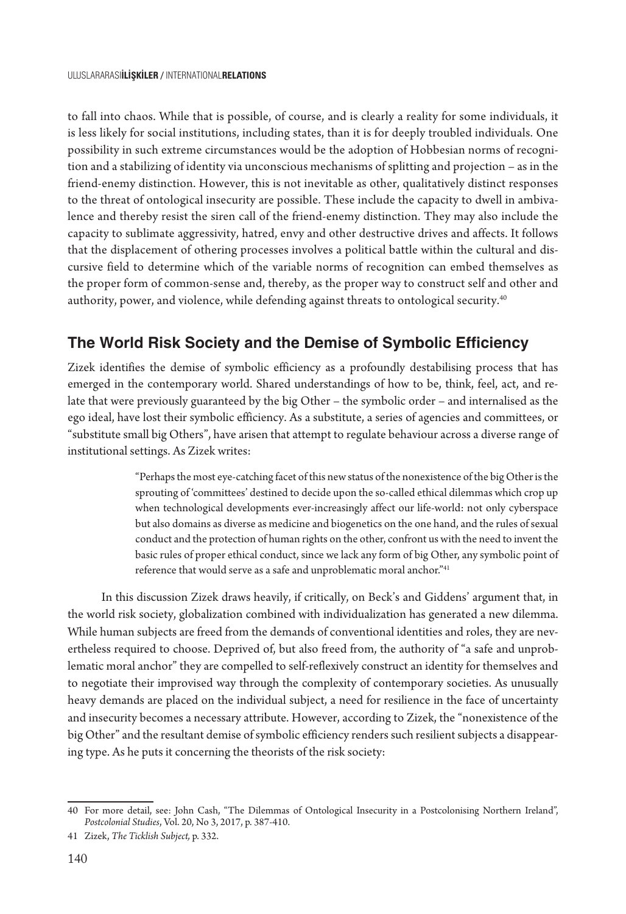to fall into chaos. While that is possible, of course, and is clearly a reality for some individuals, it is less likely for social institutions, including states, than it is for deeply troubled individuals. One possibility in such extreme circumstances would be the adoption of Hobbesian norms of recognition and a stabilizing of identity via unconscious mechanisms of splitting and projection – as in the friend-enemy distinction. However, this is not inevitable as other, qualitatively distinct responses to the threat of ontological insecurity are possible. These include the capacity to dwell in ambivalence and thereby resist the siren call of the friend-enemy distinction. They may also include the capacity to sublimate aggressivity, hatred, envy and other destructive drives and affects. It follows that the displacement of othering processes involves a political battle within the cultural and discursive field to determine which of the variable norms of recognition can embed themselves as the proper form of common-sense and, thereby, as the proper way to construct self and other and authority, power, and violence, while defending against threats to ontological security.[40]

## The World Risk Society and the Demise of Symbolic Efficiency

Zizek identifies the demise of symbolic efficiency as a profoundly destabilising process that has emerged in the contemporary world. Shared understandings of how to be, think, feel, act, and relate that were previously guaranteed by the big Other – the symbolic order – and internalised as the ego ideal, have lost their symbolic efficiency. As a substitute, a series of agencies and committees, or "substitute small big Others", have arisen that attempt to regulate behaviour across a diverse range of institutional settings. As Zizek writes:

> "Perhaps the most eye-catching facet of this new status of the nonexistence of the big Other is the sprouting of 'committees' destined to decide upon the so-called ethical dilemmas which crop up when technological developments ever-increasingly affect our life-world: not only cyberspace but also domains as diverse as medicine and biogenetics on the one hand, and the rules of sexual conduct and the protection of human rights on the other, confront us with the need to invent the basic rules of proper ethical conduct, since we lack any form of big Other, any symbolic point of reference that would serve as a safe and unproblematic moral anchor."[41]

In this discussion Zizek draws heavily, if critically, on Beck's and Giddens' argument that, in the world risk society, globalization combined with individualization has generated a new dilemma. While human subjects are freed from the demands of conventional identities and roles, they are nevertheless required to choose. Deprived of, but also freed from, the authority of "a safe and unproblematic moral anchor" they are compelled to self-reflexively construct an identity for themselves and to negotiate their improvised way through the complexity of contemporary societies. As unusually heavy demands are placed on the individual subject, a need for resilience in the face of uncertainty and insecurity becomes a necessary attribute. However, according to Zizek, the "nonexistence of the big Other" and the resultant demise of symbolic efficiency renders such resilient subjects a disappearing type. As he puts it concerning the theorists of the risk society:

---

40 For more detail, see: John Cash, "The Dilemmas of Ontological Insecurity in a Postcolonising Northern Ireland", *Postcolonial Studies*, Vol. 20, No 3, 2017, p. 387-410.

41 Zizek, *The Ticklish Subject,* p. 332.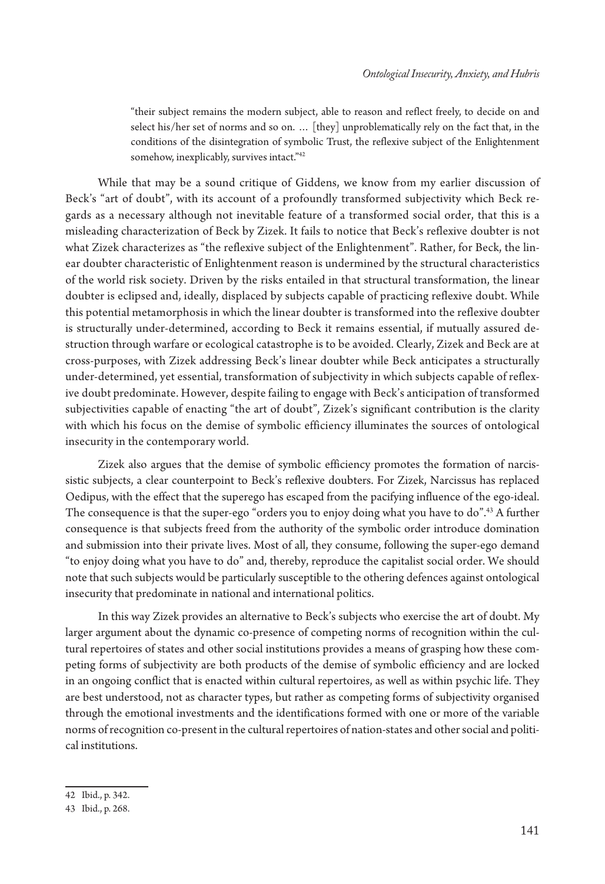> "their subject remains the modern subject, able to reason and reflect freely, to decide on and select his/her set of norms and so on. … [they] unproblematically rely on the fact that, in the conditions of the disintegration of symbolic Trust, the reflexive subject of the Enlightenment somehow, inexplicably, survives intact."[42]

While that may be a sound critique of Giddens, we know from my earlier discussion of Beck's "art of doubt", with its account of a profoundly transformed subjectivity which Beck regards as a necessary although not inevitable feature of a transformed social order, that this is a misleading characterization of Beck by Zizek. It fails to notice that Beck's reflexive doubter is not what Zizek characterizes as "the reflexive subject of the Enlightenment". Rather, for Beck, the linear doubter characteristic of Enlightenment reason is undermined by the structural characteristics of the world risk society. Driven by the risks entailed in that structural transformation, the linear doubter is eclipsed and, ideally, displaced by subjects capable of practicing reflexive doubt. While this potential metamorphosis in which the linear doubter is transformed into the reflexive doubter is structurally under-determined, according to Beck it remains essential, if mutually assured destruction through warfare or ecological catastrophe is to be avoided. Clearly, Zizek and Beck are at cross-purposes, with Zizek addressing Beck's linear doubter while Beck anticipates a structurally under-determined, yet essential, transformation of subjectivity in which subjects capable of reflexive doubt predominate. However, despite failing to engage with Beck's anticipation of transformed subjectivities capable of enacting "the art of doubt", Zizek's significant contribution is the clarity with which his focus on the demise of symbolic efficiency illuminates the sources of ontological insecurity in the contemporary world.

Zizek also argues that the demise of symbolic efficiency promotes the formation of narcissistic subjects, a clear counterpoint to Beck's reflexive doubters. For Zizek, Narcissus has replaced Oedipus, with the effect that the superego has escaped from the pacifying influence of the ego-ideal. The consequence is that the super-ego "orders you to enjoy doing what you have to do".[43] A further consequence is that subjects freed from the authority of the symbolic order introduce domination and submission into their private lives. Most of all, they consume, following the super-ego demand "to enjoy doing what you have to do" and, thereby, reproduce the capitalist social order. We should note that such subjects would be particularly susceptible to the othering defences against ontological insecurity that predominate in national and international politics.

In this way Zizek provides an alternative to Beck's subjects who exercise the art of doubt. My larger argument about the dynamic co-presence of competing norms of recognition within the cultural repertoires of states and other social institutions provides a means of grasping how these competing forms of subjectivity are both products of the demise of symbolic efficiency and are locked in an ongoing conflict that is enacted within cultural repertoires, as well as within psychic life. They are best understood, not as character types, but rather as competing forms of subjectivity organised through the emotional investments and the identifications formed with one or more of the variable norms of recognition co-present in the cultural repertoires of nation-states and other social and political institutions.

---

42 Ibid., p. 342.

43 Ibid., p. 268.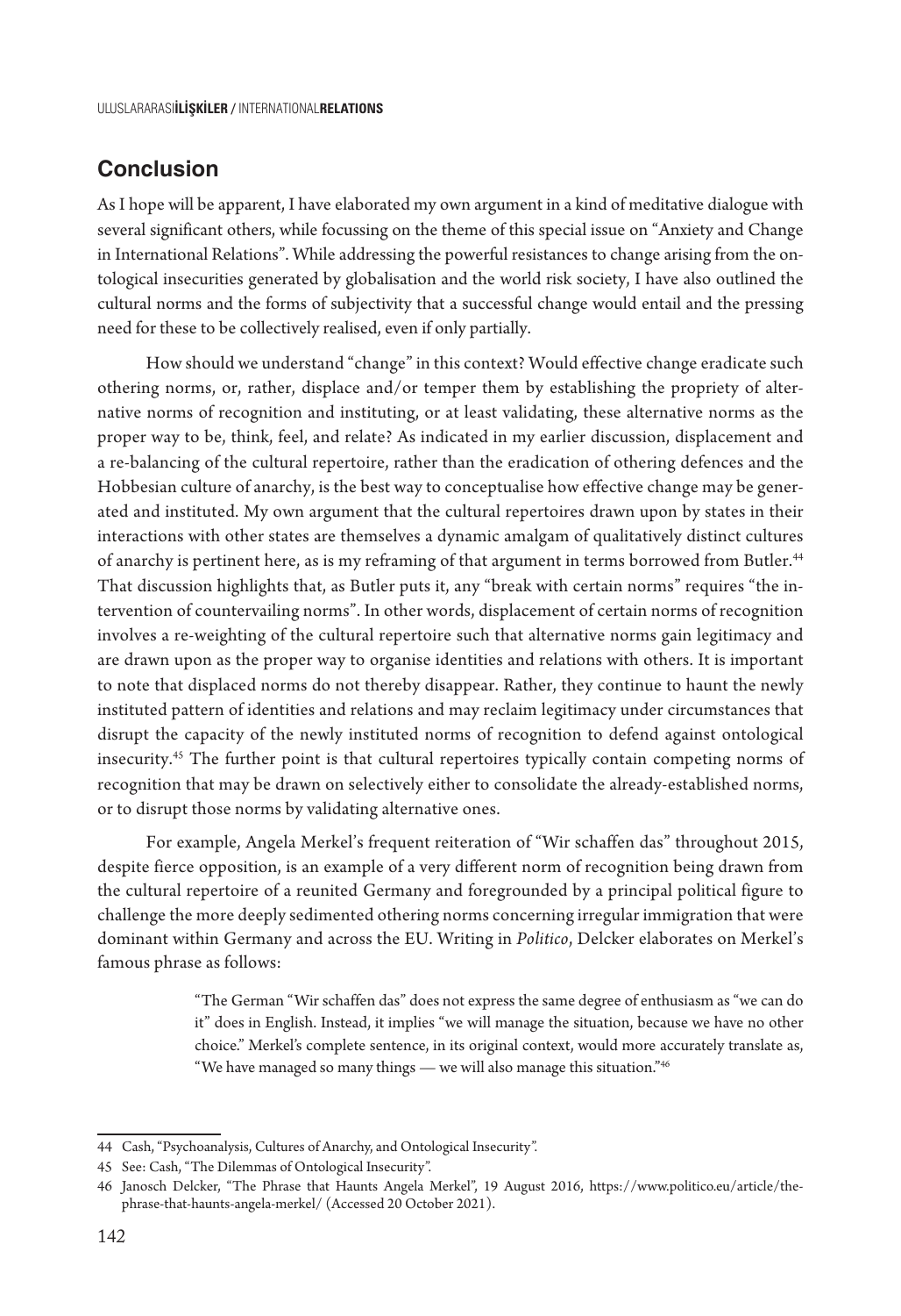## Conclusion

As I hope will be apparent, I have elaborated my own argument in a kind of meditative dialogue with several significant others, while focussing on the theme of this special issue on "Anxiety and Change in International Relations". While addressing the powerful resistances to change arising from the ontological insecurities generated by globalisation and the world risk society, I have also outlined the cultural norms and the forms of subjectivity that a successful change would entail and the pressing need for these to be collectively realised, even if only partially.

How should we understand "change" in this context? Would effective change eradicate such othering norms, or, rather, displace and/or temper them by establishing the propriety of alternative norms of recognition and instituting, or at least validating, these alternative norms as the proper way to be, think, feel, and relate? As indicated in my earlier discussion, displacement and a re-balancing of the cultural repertoire, rather than the eradication of othering defences and the Hobbesian culture of anarchy, is the best way to conceptualise how effective change may be generated and instituted. My own argument that the cultural repertoires drawn upon by states in their interactions with other states are themselves a dynamic amalgam of qualitatively distinct cultures of anarchy is pertinent here, as is my reframing of that argument in terms borrowed from Butler.[44] That discussion highlights that, as Butler puts it, any "break with certain norms" requires "the intervention of countervailing norms". In other words, displacement of certain norms of recognition involves a re-weighting of the cultural repertoire such that alternative norms gain legitimacy and are drawn upon as the proper way to organise identities and relations with others. It is important to note that displaced norms do not thereby disappear. Rather, they continue to haunt the newly instituted pattern of identities and relations and may reclaim legitimacy under circumstances that disrupt the capacity of the newly instituted norms of recognition to defend against ontological insecurity.[45] The further point is that cultural repertoires typically contain competing norms of recognition that may be drawn on selectively either to consolidate the already-established norms, or to disrupt those norms by validating alternative ones.

For example, Angela Merkel's frequent reiteration of "Wir schaffen das" throughout 2015, despite fierce opposition, is an example of a very different norm of recognition being drawn from the cultural repertoire of a reunited Germany and foregrounded by a principal political figure to challenge the more deeply sedimented othering norms concerning irregular immigration that were dominant within Germany and across the EU. Writing in *Politico*, Delcker elaborates on Merkel's famous phrase as follows:

> "The German "Wir schaffen das" does not express the same degree of enthusiasm as "we can do it" does in English. Instead, it implies "we will manage the situation, because we have no other choice." Merkel's complete sentence, in its original context, would more accurately translate as, "We have managed so many things — we will also manage this situation."[46]

---

44 Cash, "Psychoanalysis, Cultures of Anarchy, and Ontological Insecurity".

45 See: Cash, "The Dilemmas of Ontological Insecurity".

46 Janosch Delcker, "The Phrase that Haunts Angela Merkel", 19 August 2016, https://www.politico.eu/article/the-phrase-that-haunts-angela-merkel/ (Accessed 20 October 2021).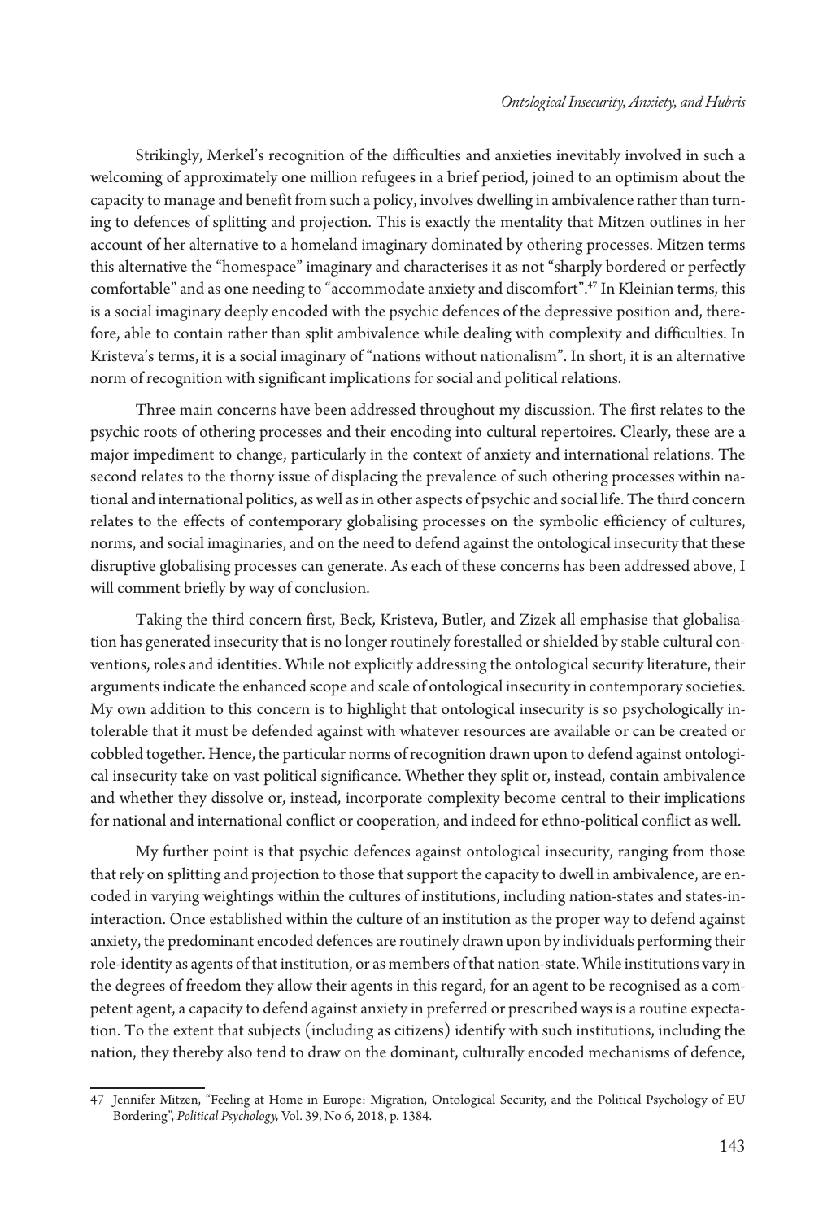Strikingly, Merkel's recognition of the difficulties and anxieties inevitably involved in such a welcoming of approximately one million refugees in a brief period, joined to an optimism about the capacity to manage and benefit from such a policy, involves dwelling in ambivalence rather than turning to defences of splitting and projection. This is exactly the mentality that Mitzen outlines in her account of her alternative to a homeland imaginary dominated by othering processes. Mitzen terms this alternative the "homespace" imaginary and characterises it as not "sharply bordered or perfectly comfortable" and as one needing to "accommodate anxiety and discomfort".[47] In Kleinian terms, this is a social imaginary deeply encoded with the psychic defences of the depressive position and, therefore, able to contain rather than split ambivalence while dealing with complexity and difficulties. In Kristeva's terms, it is a social imaginary of "nations without nationalism". In short, it is an alternative norm of recognition with significant implications for social and political relations.

Three main concerns have been addressed throughout my discussion. The first relates to the psychic roots of othering processes and their encoding into cultural repertoires. Clearly, these are a major impediment to change, particularly in the context of anxiety and international relations. The second relates to the thorny issue of displacing the prevalence of such othering processes within national and international politics, as well as in other aspects of psychic and social life. The third concern relates to the effects of contemporary globalising processes on the symbolic efficiency of cultures, norms, and social imaginaries, and on the need to defend against the ontological insecurity that these disruptive globalising processes can generate. As each of these concerns has been addressed above, I will comment briefly by way of conclusion.

Taking the third concern first, Beck, Kristeva, Butler, and Zizek all emphasise that globalisation has generated insecurity that is no longer routinely forestalled or shielded by stable cultural conventions, roles and identities. While not explicitly addressing the ontological security literature, their arguments indicate the enhanced scope and scale of ontological insecurity in contemporary societies. My own addition to this concern is to highlight that ontological insecurity is so psychologically intolerable that it must be defended against with whatever resources are available or can be created or cobbled together. Hence, the particular norms of recognition drawn upon to defend against ontological insecurity take on vast political significance. Whether they split or, instead, contain ambivalence and whether they dissolve or, instead, incorporate complexity become central to their implications for national and international conflict or cooperation, and indeed for ethno-political conflict as well.

My further point is that psychic defences against ontological insecurity, ranging from those that rely on splitting and projection to those that support the capacity to dwell in ambivalence, are encoded in varying weightings within the cultures of institutions, including nation-states and states-in-interaction. Once established within the culture of an institution as the proper way to defend against anxiety, the predominant encoded defences are routinely drawn upon by individuals performing their role-identity as agents of that institution, or as members of that nation-state. While institutions vary in the degrees of freedom they allow their agents in this regard, for an agent to be recognised as a competent agent, a capacity to defend against anxiety in preferred or prescribed ways is a routine expectation. To the extent that subjects (including as citizens) identify with such institutions, including the nation, they thereby also tend to draw on the dominant, culturally encoded mechanisms of defence,

---

47 Jennifer Mitzen, "Feeling at Home in Europe: Migration, Ontological Security, and the Political Psychology of EU Bordering", *Political Psychology,* Vol. 39, No 6, 2018, p. 1384.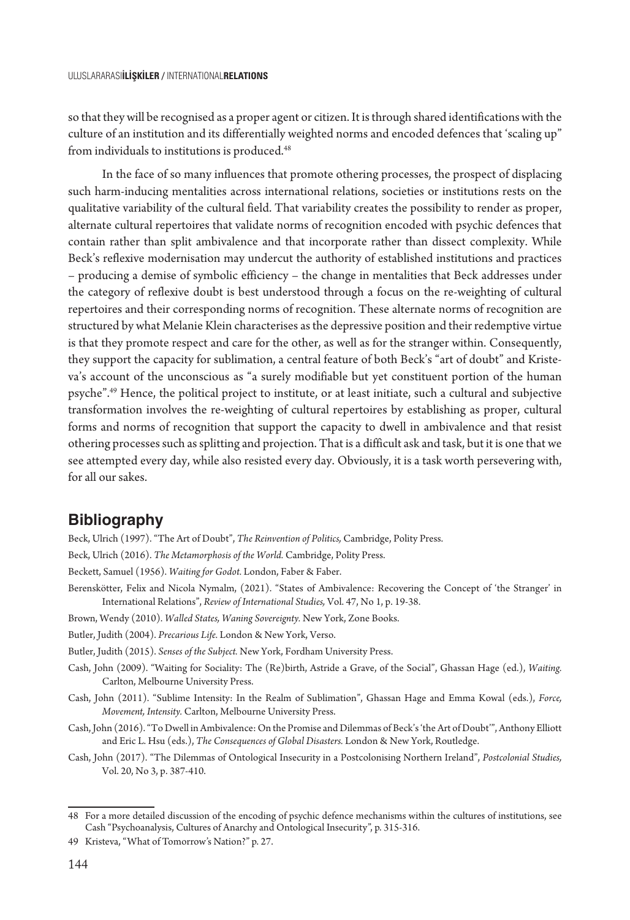so that they will be recognised as a proper agent or citizen. It is through shared identifications with the culture of an institution and its differentially weighted norms and encoded defences that 'scaling up" from individuals to institutions is produced.[48]

In the face of so many influences that promote othering processes, the prospect of displacing such harm-inducing mentalities across international relations, societies or institutions rests on the qualitative variability of the cultural field. That variability creates the possibility to render as proper, alternate cultural repertoires that validate norms of recognition encoded with psychic defences that contain rather than split ambivalence and that incorporate rather than dissect complexity. While Beck's reflexive modernisation may undercut the authority of established institutions and practices – producing a demise of symbolic efficiency – the change in mentalities that Beck addresses under the category of reflexive doubt is best understood through a focus on the re-weighting of cultural repertoires and their corresponding norms of recognition. These alternate norms of recognition are structured by what Melanie Klein characterises as the depressive position and their redemptive virtue is that they promote respect and care for the other, as well as for the stranger within. Consequently, they support the capacity for sublimation, a central feature of both Beck's "art of doubt" and Kristeva's account of the unconscious as "a surely modifiable but yet constituent portion of the human psyche".[49] Hence, the political project to institute, or at least initiate, such a cultural and subjective transformation involves the re-weighting of cultural repertoires by establishing as proper, cultural forms and norms of recognition that support the capacity to dwell in ambivalence and that resist othering processes such as splitting and projection. That is a difficult ask and task, but it is one that we see attempted every day, while also resisted every day. Obviously, it is a task worth persevering with, for all our sakes.

## Bibliography

Beck, Ulrich (1997). "The Art of Doubt", *The Reinvention of Politics,* Cambridge, Polity Press.

Beck, Ulrich (2016). *The Metamorphosis of the World.* Cambridge, Polity Press.

Beckett, Samuel (1956). *Waiting for Godot.* London, Faber & Faber.

Berenskötter, Felix and Nicola Nymalm, (2021). "States of Ambivalence: Recovering the Concept of 'the Stranger' in International Relations", *Review of International Studies,* Vol. 47, No 1, p. 19-38.

Brown, Wendy (2010). *Walled States, Waning Sovereignty.* New York, Zone Books.

Butler, Judith (2004). *Precarious Life.* London & New York, Verso.

Butler, Judith (2015). *Senses of the Subject.* New York, Fordham University Press.

Cash, John (2009). "Waiting for Sociality: The (Re)birth, Astride a Grave, of the Social", Ghassan Hage (ed.), *Waiting.* Carlton, Melbourne University Press.

Cash, John (2011). "Sublime Intensity: In the Realm of Sublimation", Ghassan Hage and Emma Kowal (eds.), *Force, Movement, Intensity.* Carlton, Melbourne University Press.

Cash, John (2016). "To Dwell in Ambivalence: On the Promise and Dilemmas of Beck's 'the Art of Doubt'", Anthony Elliott and Eric L. Hsu (eds.), *The Consequences of Global Disasters.* London & New York, Routledge.

Cash, John (2017). "The Dilemmas of Ontological Insecurity in a Postcolonising Northern Ireland", *Postcolonial Studies,* Vol. 20, No 3, p. 387-410.

---

48 For a more detailed discussion of the encoding of psychic defence mechanisms within the cultures of institutions, see Cash "Psychoanalysis, Cultures of Anarchy and Ontological Insecurity", p. 315-316.

49 Kristeva, "What of Tomorrow's Nation?" p. 27.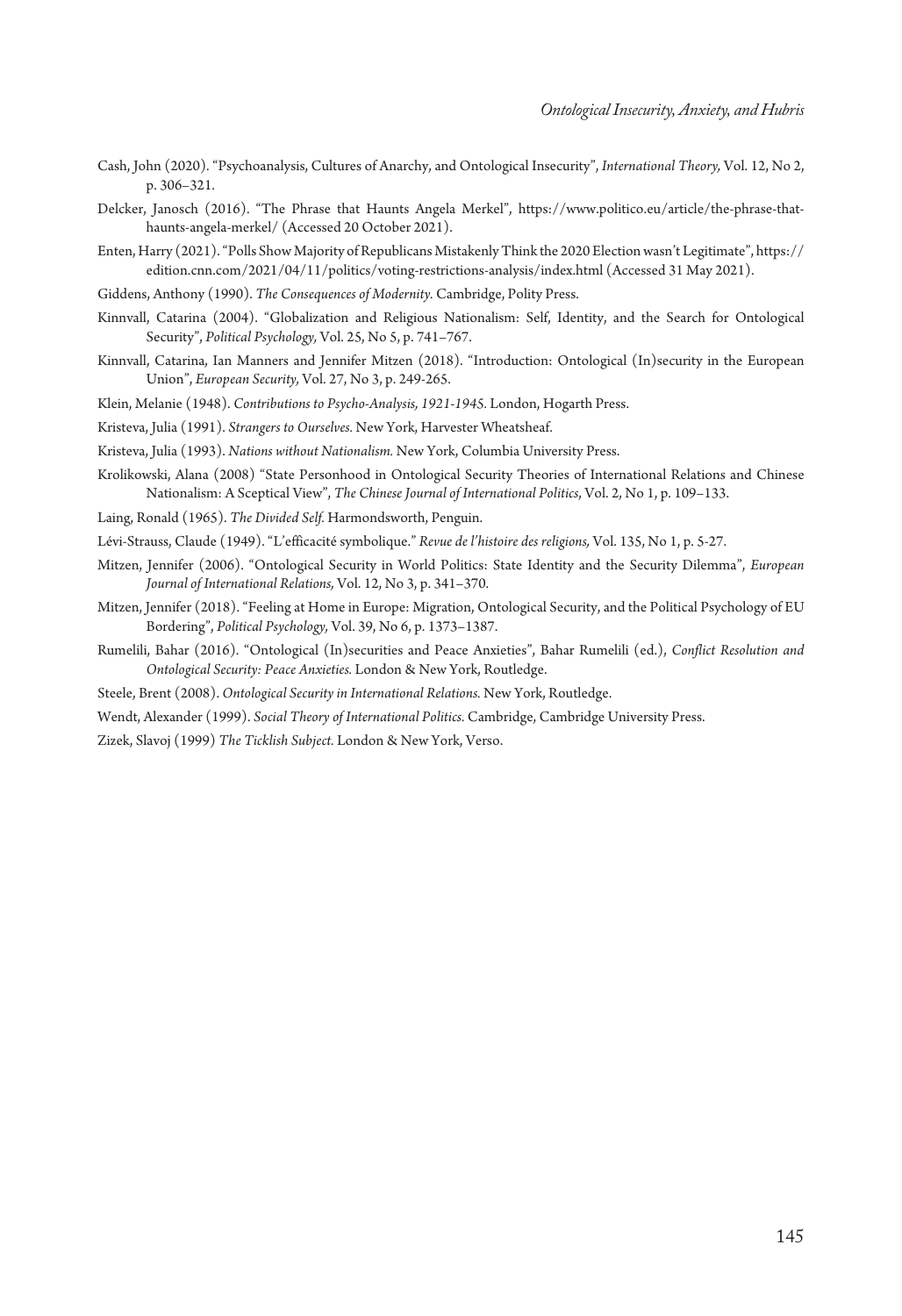Cash, John (2020). "Psychoanalysis, Cultures of Anarchy, and Ontological Insecurity", *International Theory,* Vol. 12, No 2, p. 306–321.

Delcker, Janosch (2016). "The Phrase that Haunts Angela Merkel", https://www.politico.eu/article/the-phrase-that-haunts-angela-merkel/ (Accessed 20 October 2021).

Enten, Harry (2021). "Polls Show Majority of Republicans Mistakenly Think the 2020 Election wasn't Legitimate", https://edition.cnn.com/2021/04/11/politics/voting-restrictions-analysis/index.html (Accessed 31 May 2021).

Giddens, Anthony (1990). *The Consequences of Modernity.* Cambridge, Polity Press.

Kinnvall, Catarina (2004). "Globalization and Religious Nationalism: Self, Identity, and the Search for Ontological Security", *Political Psychology,* Vol. 25, No 5, p. 741–767.

Kinnvall, Catarina, Ian Manners and Jennifer Mitzen (2018). "Introduction: Ontological (In)security in the European Union", *European Security,* Vol. 27, No 3, p. 249-265.

Klein, Melanie (1948). *Contributions to Psycho-Analysis, 1921-1945.* London, Hogarth Press.

Kristeva, Julia (1991). *Strangers to Ourselves.* New York, Harvester Wheatsheaf.

Kristeva, Julia (1993). *Nations without Nationalism.* New York, Columbia University Press.

Krolikowski, Alana (2008) "State Personhood in Ontological Security Theories of International Relations and Chinese Nationalism: A Sceptical View", *The Chinese Journal of International Politics*, Vol. 2, No 1, p. 109–133.

Laing, Ronald (1965). *The Divided Self.* Harmondsworth, Penguin.

Lévi-Strauss, Claude (1949). "L'efficacité symbolique." *Revue de l'histoire des religions,* Vol. 135, No 1, p. 5-27.

Mitzen, Jennifer (2006). "Ontological Security in World Politics: State Identity and the Security Dilemma", *European Journal of International Relations,* Vol. 12, No 3, p. 341–370.

Mitzen, Jennifer (2018). "Feeling at Home in Europe: Migration, Ontological Security, and the Political Psychology of EU Bordering", *Political Psychology,* Vol. 39, No 6, p. 1373–1387.

Rumelili, Bahar (2016). "Ontological (In)securities and Peace Anxieties", Bahar Rumelili (ed.), *Conflict Resolution and Ontological Security: Peace Anxieties.* London & New York, Routledge.

Steele, Brent (2008). *Ontological Security in International Relations.* New York, Routledge.

Wendt, Alexander (1999). *Social Theory of International Politics.* Cambridge, Cambridge University Press.

Zizek, Slavoj (1999) *The Ticklish Subject.* London & New York, Verso.